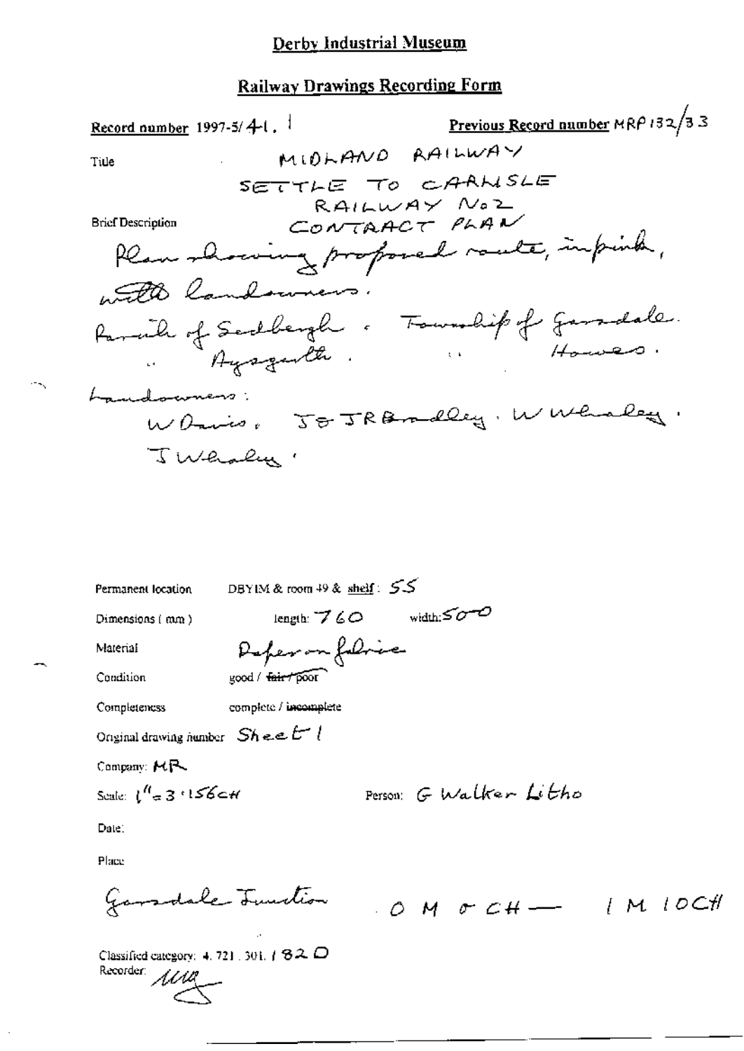Derby Industrial Museum

Railway Drawings Recording Form

Record number 1997-5/41.1

Previous Record number MRP 132/33

Title

MIDLAND RAILWAY

SETTLE TO CARLISLE

RAILWAY No2

CONTRACT PLAN

Brief Description

Plan showing proposed route, in pink, with landowners.

Parish of Sedbergh. Township of Garsdale.

" Aysgarth. " Hawes.

Landowners:

W Davis. J & J R Bradley. W Whaley.

J Whaley.

Permanent location DBYIM & room 49 & shelf: 55

Dimensions (mm) length: 760 width: 500

Material Paper on fabric

Condition good / ~~fair / poor~~

Completeness complete / ~~incomplete~~

Original drawing number Sheet 1

Company: MR

Scale: 1" = 3.156CH

Person: G Walker Litho

Date:

Place

Garsdale Junction 0 M 0 CH — 1 M 10CH

Classified category: 4.721.301.182D

Recorder: [signature]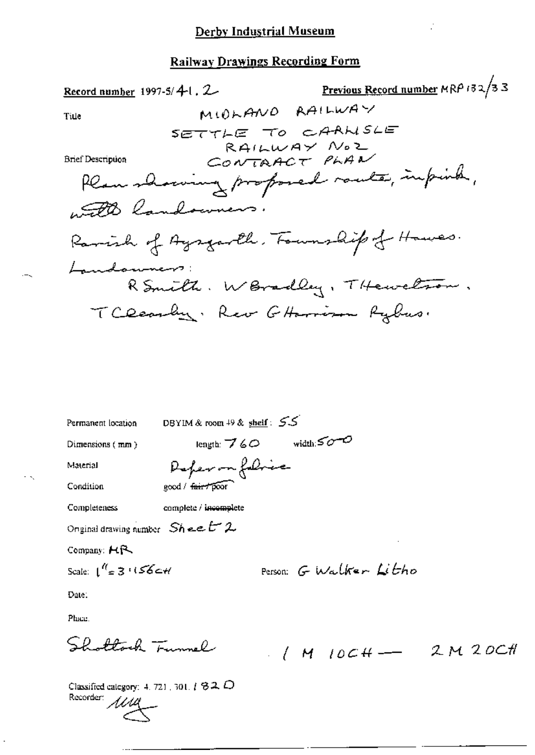# Derby Industrial Museum

## Railway Drawings Recording Form

**Record number** 1997-5/41.2 **Previous Record number** MRP 132/33

Title

MIDLAND RAILWAY
SETTLE TO CARLISLE
RAILWAY No 2
CONTRACT PLAN

Brief Description

Plan showing proposed route, in pink, with landowners.

Parish of Aysgarth. Township of Hawes.

Landowners:

R Smith. W Bradley. T Hewetson. T Clearby. Rev G Harrison Rybus.

Permanent location DBYIM & room 49 & shelf: 55

Dimensions (mm) length: 760 width: 500

Material Paper on fabric

Condition good / ~~fair / poor~~

Completeness complete / ~~incomplete~~

Original drawing number Sheet 2

Company: MR

Scale: 1" = 3.156CH Person: G Walker Litho

Date:

Place:

Shotlock Tunnel 1 M 10CH — 2 M 20CH

Classified category: 4.721.301.1820

Recorder: MM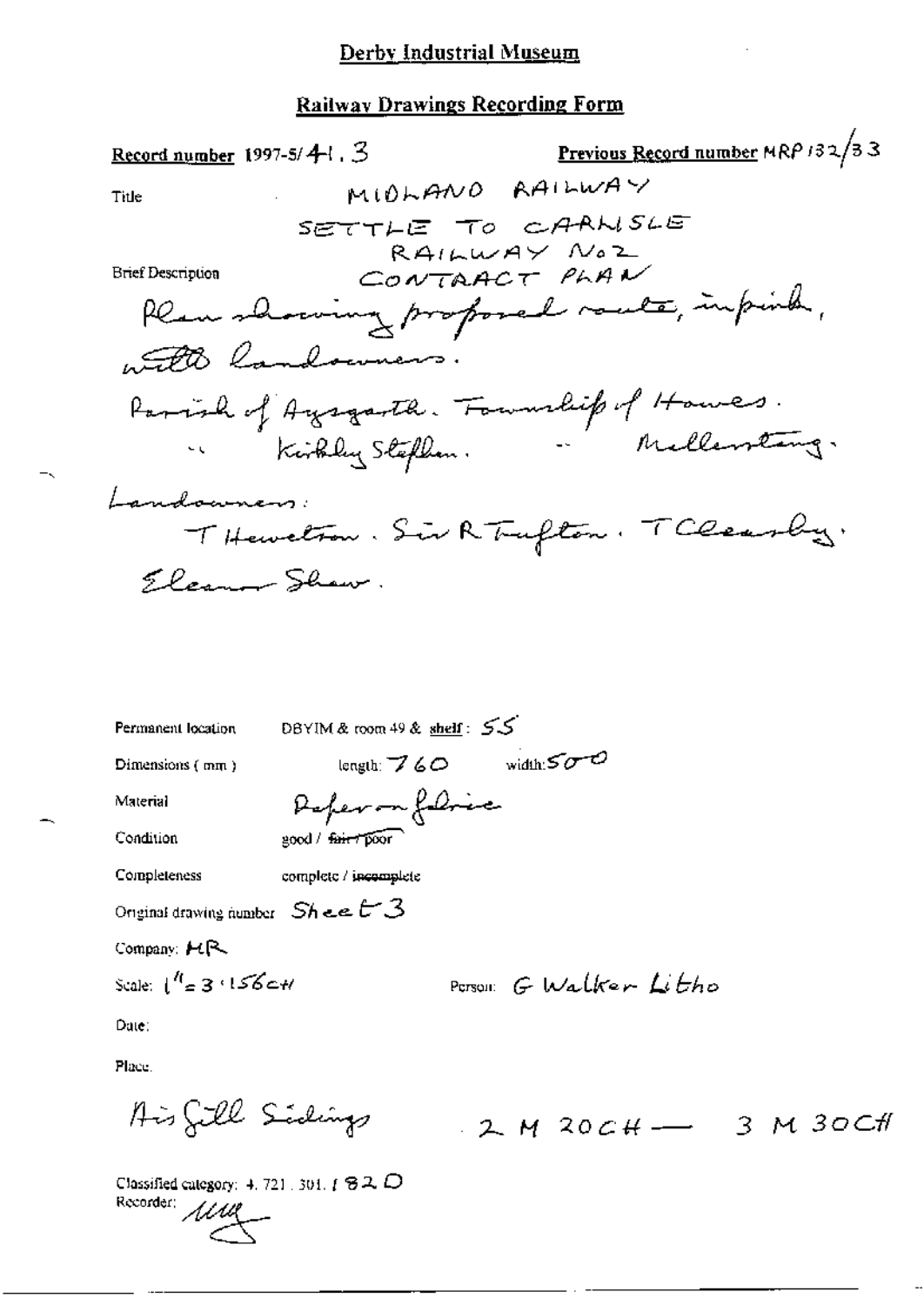## Derby Industrial Museum

### Railway Drawings Recording Form

**Record number** 1997-5/41.3 **Previous Record number** MRP 132/33

**Title** MIDLAND RAILWAY
SETTLE TO CARLISLE
RAILWAY No2
CONTRACT PLAN

**Brief Description**
Plan showing proposed route, in pink, with landowners.

Parish of Aysgarth. Township of Hawes.
" Kirkby Stephen. " Mallerstang.

Landowners:
T Hewetson. Sir R Tufton. T Cleasby.
Eleanor Shaw.

Permanent location DBYIM & room 49 & shelf: 55

Dimensions (mm) length: 760 width: 500

Material Paper on fabric

Condition good / ~~fair / poor~~

Completeness complete / ~~incomplete~~

Original drawing number Sheet 3

Company: MR

Scale: 1" = 3.156CH Person: G Walker Litho

Date:

Place:

Ais Gill Sidings 2 M 20CH — 3 M 30CH

Classified category: 4. 721. 301. 182 D

Recorder: [signature]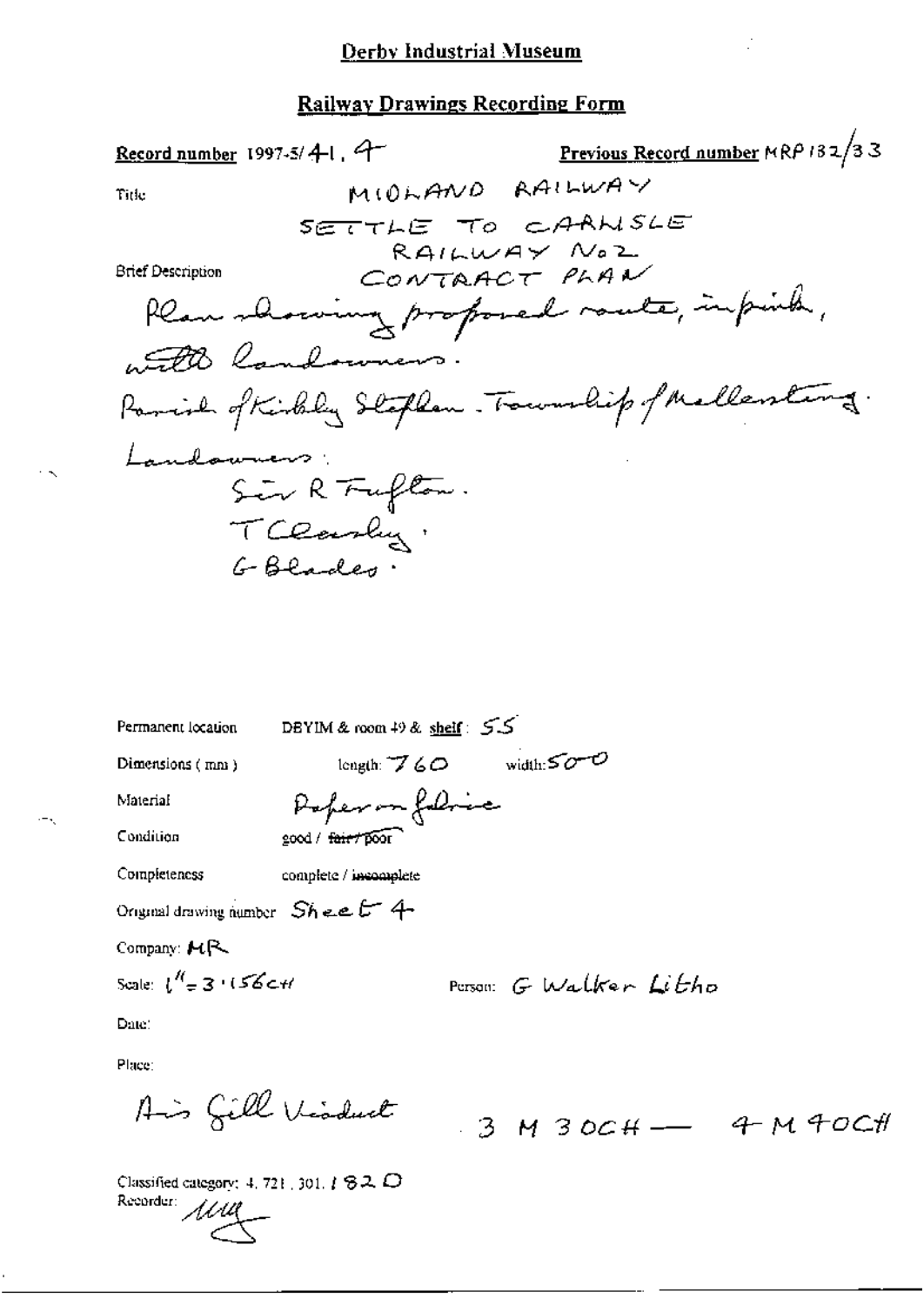# Derby Industrial Museum

## Railway Drawings Recording Form

**Record number** 1997-5/41.4 **Previous Record number** MRP132/33

Title: MIDLAND RAILWAY SETTLE TO CARLISLE RAILWAY No 2 CONTRACT PLAN

Brief Description:

Plan showing proposed route, in pink, with landowners.

Parish of Kirkby Stephen. Township of Mallerstang.

Landowners:

Sir R Tufton.
T Clearly.
G Blades.

Permanent location: DBYIM & room 49 & shelf: 55

Dimensions (mm): length: 760 width: 500

Material: Paper on fabric

Condition: good / ~~fair / poor~~

Completeness: complete / ~~incomplete~~

Original drawing number: Sheet 4

Company: MR

Scale: 1" = 3.156CH

Person: G Walker Litho

Date:

Place:

Ais Gill Viaduct 3 M 30CH — 4 M 40CH

Classified category: 4. 721. 301. 182 O

Recorder: [signature]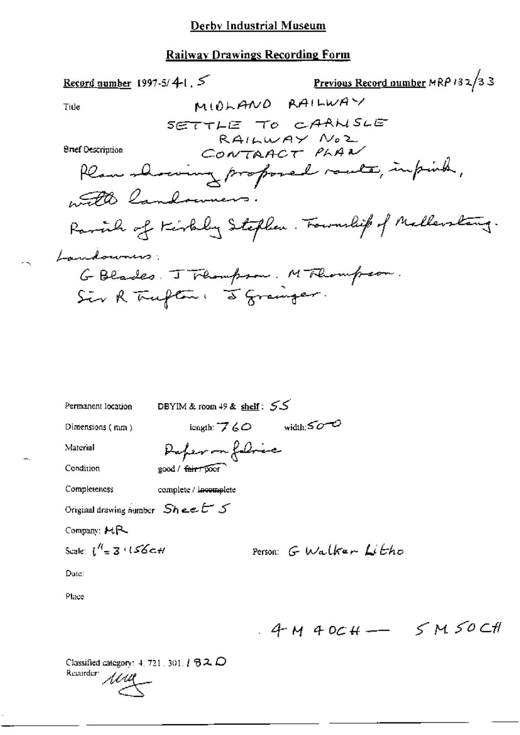# Derby Industrial Museum

## Railway Drawings Recording Form

**Record number** 1997-5/41, 5

**Previous Record number** MRP 132/33

Title: MIDLAND RAILWAY SETTLE TO CARLISLE RAILWAY No 2 CONTRACT PLAN

**Brief Description**

Plan showing proposed route, in pink, with landowners.

Parish of Kirkby Stephen. Township of Mallerstang.

Landowners:

G Blades. J Thompson. M Thompson.
Sir R Tufton. J Grainger.

Permanent location: DBYIM & room 49 & shelf: 55

Dimensions (mm): length: 760 width: 500

Material: Paper on fabric

Condition: good / ~~fair / poor~~

Completeness: complete / ~~incomplete~~

Original drawing number: Sheet 5

Company: MR

Scale: 1" = 3.156 CH

Person: G Walker Litho

Date:

Place:

4 M 40 CH — 5 M 50 CH

Classified category: 4. 721. 301. / 82 D

Recorder: [signature]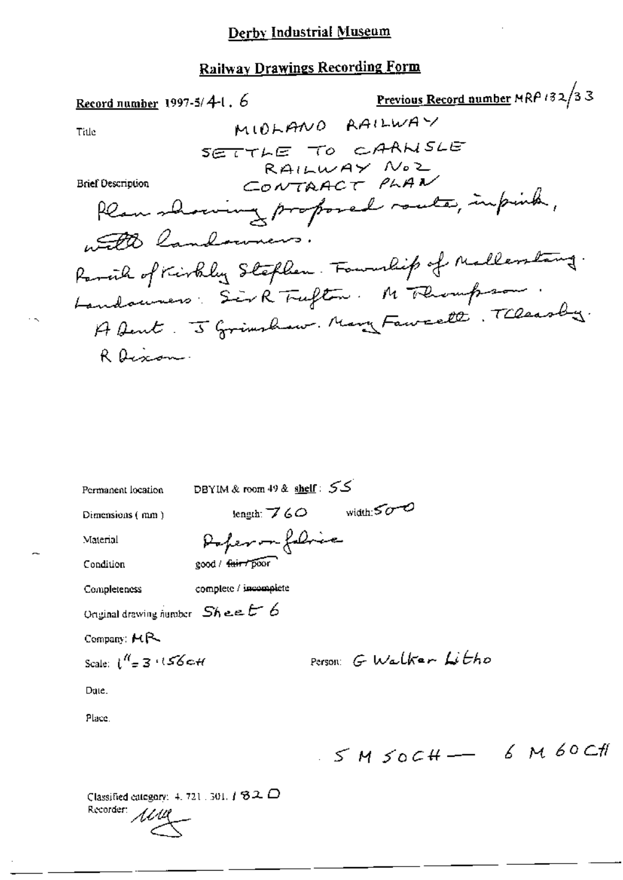# Derby Industrial Museum

## Railway Drawings Recording Form

**Record number** 1997-5/41. 6 **Previous Record number** MRP 132/33

**Title** MIDLAND RAILWAY
SETTLE TO CARLISLE
RAILWAY No2
CONTRACT PLAN

**Brief Description**
Plan showing proposed route, in pink, with landowners.
Parish of Kirkby Stephen. Township of Mallerstang.
Landowners: Sir R Tufton. M Thompson.
A Dent. J Grimshaw. Mary Fawcett. T Cleasby.
R Dixon.

Permanent location: DBYIM & room 49 & **shelf**: 55

Dimensions (mm): length: 760 width: 500

Material: Paper on fabric

Condition: good / ~~fair / poor~~

Completeness: complete / ~~incomplete~~

Original drawing number: Sheet 6

Company: MR

Scale: 1" = 3.156 CH

Person: G Walker Litho

Date.

Place.

5 M 50 CH — 6 M 60 CH

Classified category: 4. 721. 301. 182 D

Recorder: [signature]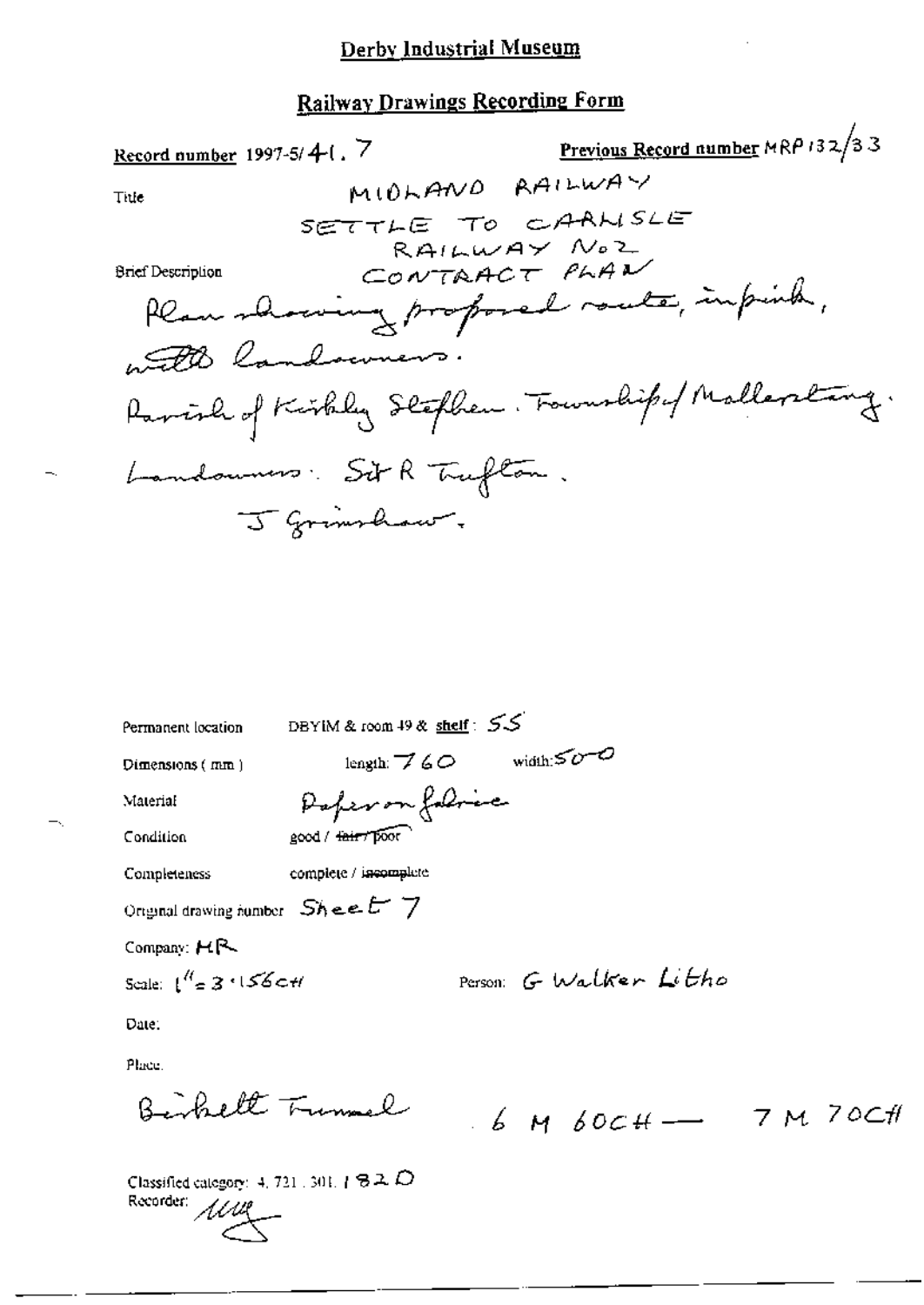# Derby Industrial Museum

## Railway Drawings Recording Form

**Record number** 1997-5/41.7

**Previous Record number** MRP132/33

**Title** MIDLAND RAILWAY
SETTLE TO CARLISLE
RAILWAY No2
CONTRACT PLAN

**Brief Description**
Plan showing proposed route, in pink, with landowners.
Parish of Kirkby Stephen. Township of Mallerstang.
Landowners: Sir R Tufton.
J Grimshaw.

**Permanent location** DBYIM & room 49 & shelf: 55

**Dimensions (mm)** length: 760 width: 500

**Material** Paper on fabric

**Condition** good / ~~fair / poor~~

**Completeness** complete / ~~incomplete~~

**Original drawing number** Sheet 7

**Company:** MR

**Scale:** 1" = 3.156 CH

**Person:** G Walker Litho

**Date:**

**Place:**
Birkett Tunnel 6 M 60CH — 7 M 70CH

**Classified category:** 4.721.301.1820

**Recorder:** *(initials)*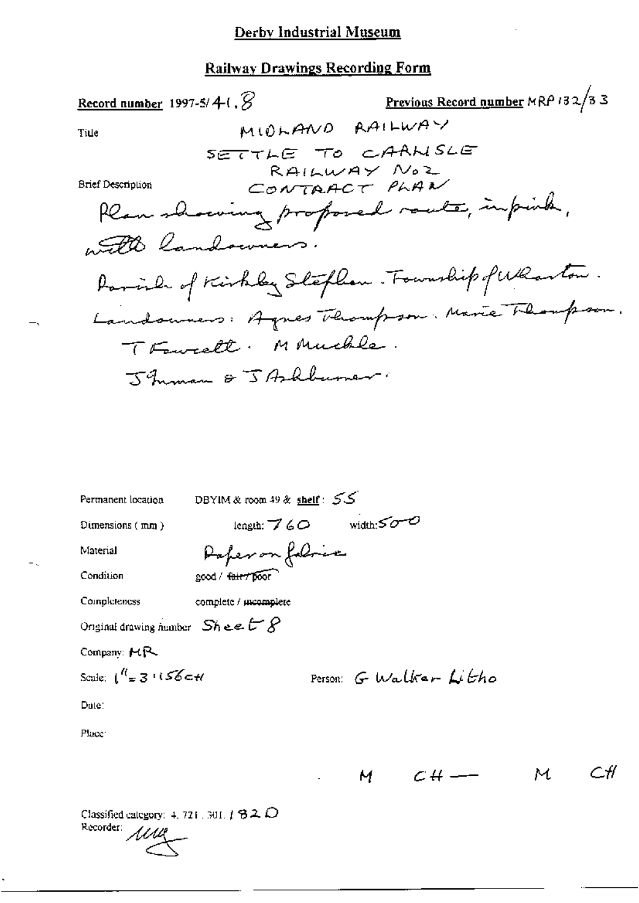# Derby Industrial Museum

## Railway Drawings Recording Form

**Record number** 1997-5/41.8

**Previous Record number** MRP 132/33

Title: MIDLAND RAILWAY SETTLE TO CARLISLE RAILWAY No2 CONTRACT PLAN

Brief Description: Plan showing proposed route, in pink, with landowners. Parish of Kirkby Stephen. Township of Wharton. Landowners: Agnes Thompson. Marie Thompson. T Fawcett. M Muckle. J Inman & J Ashburner.

Permanent location: DBYIM & room 49 & **shelf**: 55

Dimensions (mm): length: 760 width: 500

Material: Paper on fabric

Condition: good / ~~fair / poor~~

Completeness: complete / ~~incomplete~~

Original drawing number: Sheet 8

Company: MR

Scale: 1" = 3 : 156 CH

Person: G Walker Litho

Date:

Place:

M CH — M CH

Classified category: 4. 721. 301. 1820

Recorder: MM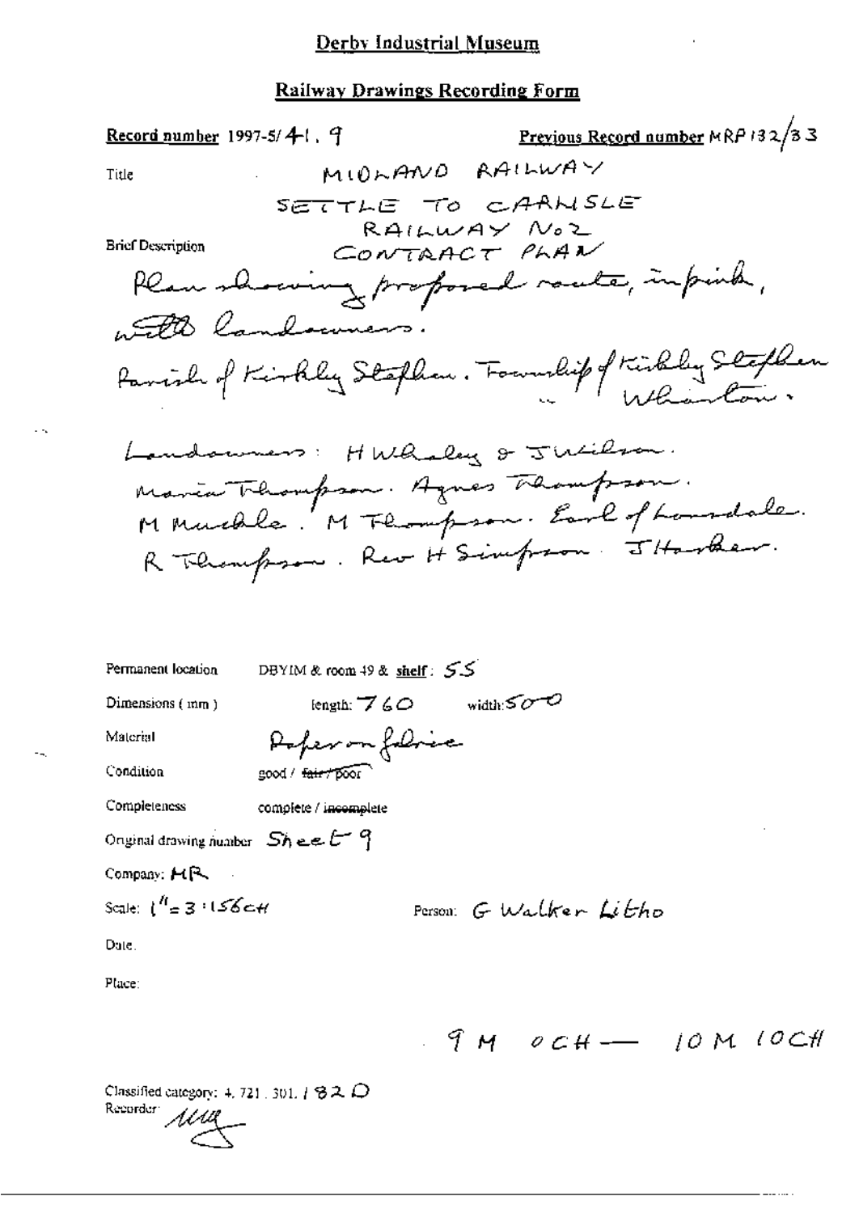# Derby Industrial Museum

## Railway Drawings Recording Form

**Record number** 1997-5/41. 9 **Previous Record number** MRP 132/33

Title MIDLAND RAILWAY

SETTLE TO CARLISLE RAILWAY No 2 CONTRACT PLAN

Brief Description

Plan showing proposed route, in pink, with landowners.

Parish of Kirkby Stephen. Township of Kirkby Stephen Wharton.

Landowners: H Whaley & J Wilson. Maria Thompson. Agnes Thompson. M Muckle. M Thompson. Earl of Lonsdale. R Thompson. Rev H Simpson. J Harker.

Permanent location DBYIM & room 49 & **shelf**: 55

Dimensions (mm) length: 760 width: 500

Material Paper on fabric

Condition good / ~~fair / poor~~

Completeness complete / ~~incomplete~~

Original drawing number Sheet 9

Company: MR

Scale: 1" = 3 : 156CH

Person: G Walker Litho

Date:

Place:

9 M 0 CH — 10 M 10 CH

Classified category: 4. 721. 301. 182 D

Recorder: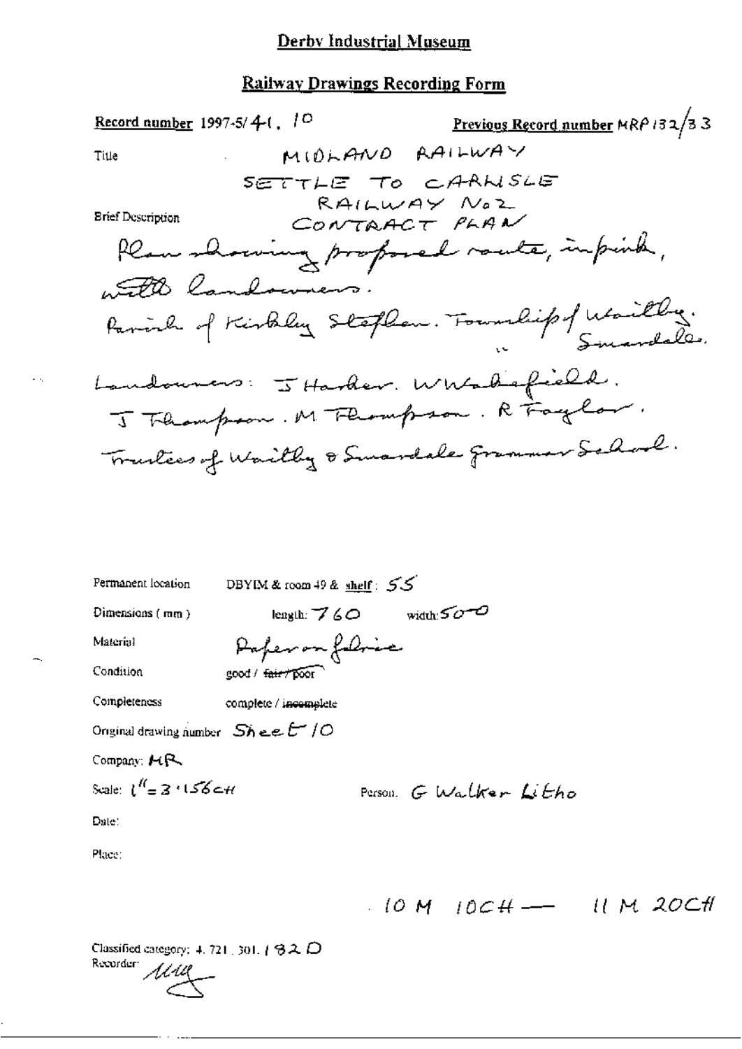# Derby Industrial Museum

## Railway Drawings Recording Form

**Record number** 1997-5/41. 10 **Previous Record number** MRP 132/33

Title: MIDLAND RAILWAY
SETTLE TO CARLISLE
RAILWAY No 2
CONTRACT PLAN

Brief Description:
Plan showing proposed route, in pink, with landowners.
Parish of Kirkby Stephen. Township of Waitby.
" Smardale.
Landowners: J Harker. W Wakefield.
J Thompson. M Thompson. R Taylor.
Trustees of Waitby & Smardale Grammar School.

Permanent location: DBYIM & room 49 & shelf: 55

Dimensions (mm): length: 760 width: 500

Material: Paper on fabric

Condition: good / ~~fair / poor~~

Completeness: complete / ~~incomplete~~

Original drawing number: Sheet 10

Company: MR

Scale: 1" = 3·156 CH

Person: G Walker Litho

Date:

Place:

10 M 10CH — 11 M 20CH

Classified category: 4. 721. 301. 182 D

Recorder: [signature]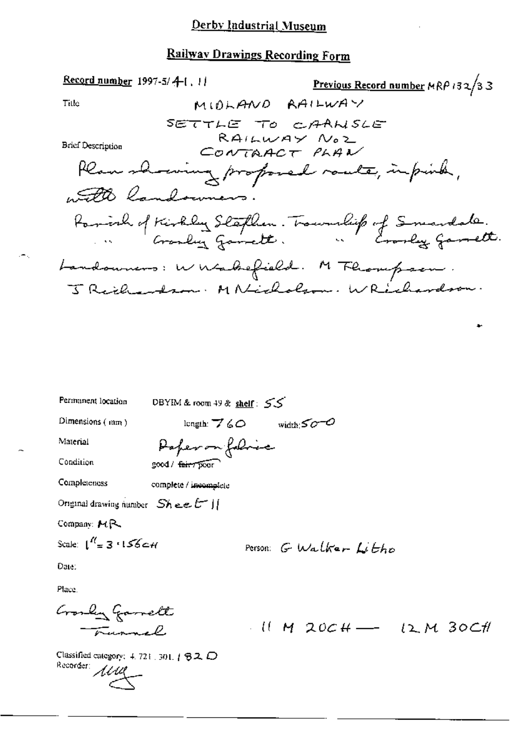# Derby Industrial Museum

## Railway Drawings Recording Form

**Record number** 1997-5/41.11 **Previous Record number** MRP132/33

Title: MIDLAND RAILWAY

SETTLE TO CARLISLE RAILWAY No2 CONTRACT PLAN

Brief Description

Plan showing proposed route, in pink, with landowners.

Parish of Kirkby Stephen. Township of Smardale.
" Crosby Garrett. " Crosby Garrett.

Landowners: W Wakefield. M Thompson. J Richardson. M Nicholson. W Richardson.

Permanent location: DBYIM & room 49 & **shelf**: 55

Dimensions (mm): length: 760 width: 500

Material: Paper on fabric

Condition: good / ~~fair / poor~~

Completeness: complete / ~~incomplete~~

Original drawing number: Sheet 11

Company: MR

Scale: 1" = 3·156CH

Person: G Walker Litho

Date:

Place:

Crosby Garrett Tunnel

11 M 20CH — 12 M 30CH

Classified category: 4.721.301.182D

Recorder: MM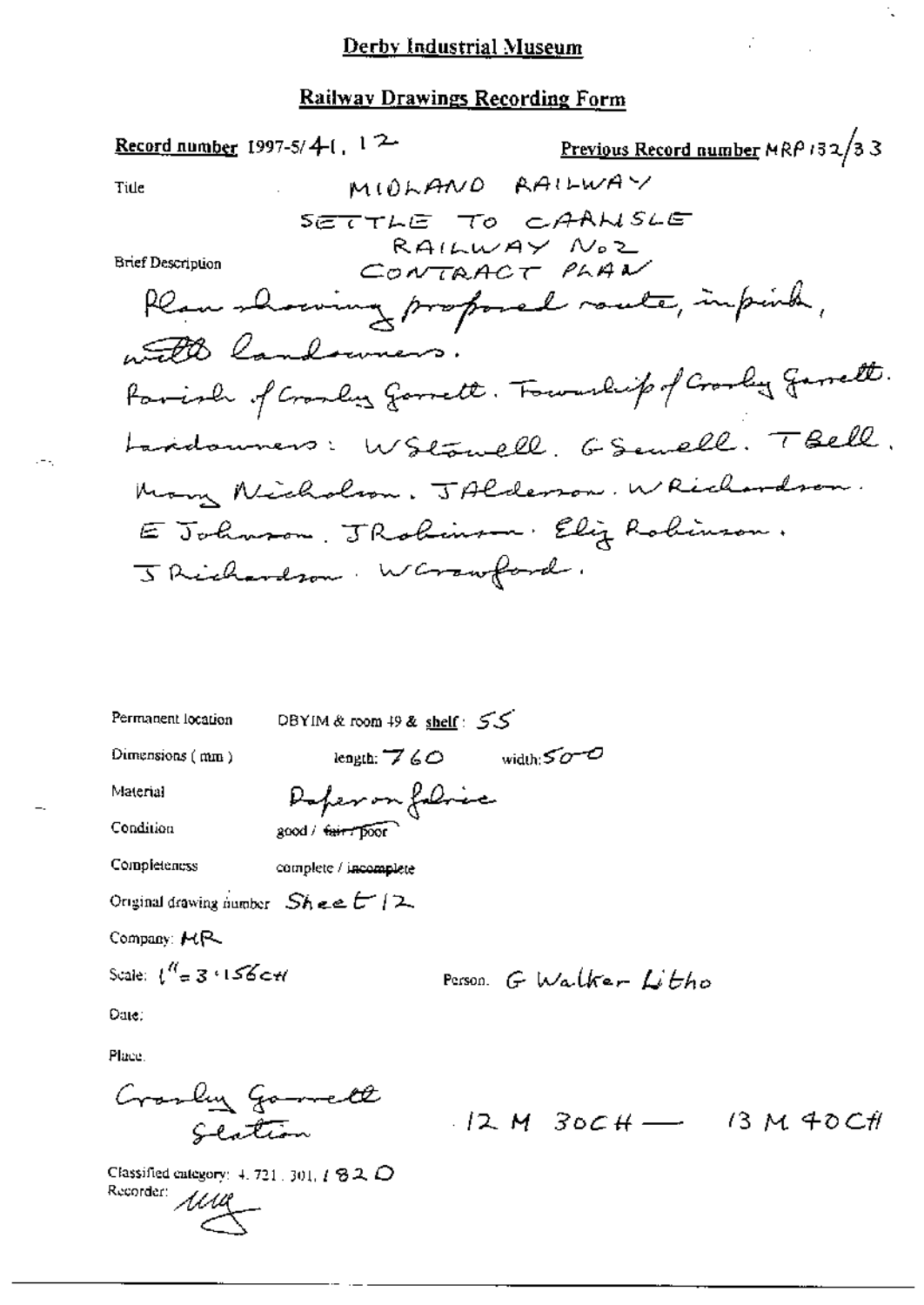# Derby Industrial Museum

## Railway Drawings Recording Form

**Record number** 1997-5/41, 12 **Previous Record number** MRP 132/33

Title: MIDLAND RAILWAY
SETTLE TO CARLISLE
RAILWAY No 2
CONTRACT PLAN

Brief Description: Plan showing proposed route, in pink, with landowners.
Parish of Cronley Garrett. Township of Cronley Garrett.
Landowners: W Stowell. G Sewell. T Bell. Mary Nicholson. J Alderson. W Richardson. E Johnson. J Robinson. Eliz Robinson. J Richardson. W Crawford.

Permanent location: DBYIM & room 49 & shelf: 55

Dimensions (mm): length: 760 width: 500

Material: Paper on fabric

Condition: good / ~~fair / poor~~

Completeness: complete / incomplete

Original drawing number: Sheet 12

Company: MR

Scale: 1" = 3·156 CH

Person: G Walker Litho

Date:

Place: Cronley Garrett Station 12 M 30 CH — 13 M 40 CH

Classified category: 4. 721. 301. 182 O

Recorder: MG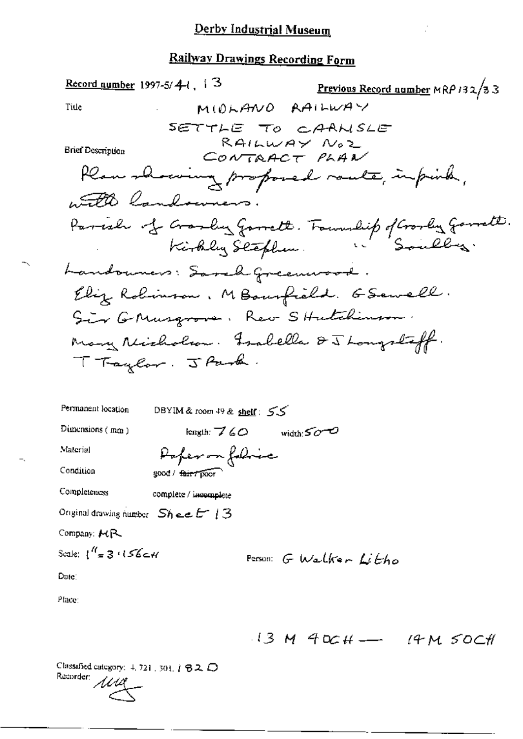# Derby Industrial Museum

## Railway Drawings Recording Form

**Record number** 1997-5/41, 13 **Previous Record number** MRP 132/33

**Title** MIDLAND RAILWAY

SETTLE TO CARLISLE RAILWAY No 2 CONTRACT PLAN

**Brief Description**

Plan showing proposed route, in pink, with landowners.

Parish of Crosby Garrett. Township of Crosby Garrett.
Kirkby Stephen. " Soulby.

Landowners: Sarah Greenwood.
Eliz Robinson. M Bousfield. G Sewell.
Sir G Musgrove. Rev S Hutchinson.
Mary Nicholson. Isabella & J Longstaff.
T Taylor. J Park.

Permanent location: DBYIM & room 49 & shelf: 55

Dimensions (mm): length: 760 width: 500

Material: Paper on fabric

Condition: good / ~~fair / poor~~

Completeness: complete / ~~incomplete~~

Original drawing number: Sheet 13

Company: MR

Scale: 1" = 3.156 CH

Person: G Walker Litho

Date:

Place:

13 M 40 CH — 14 M 50 CH

Classified category: 4.721.301.182 D

Recorder: MA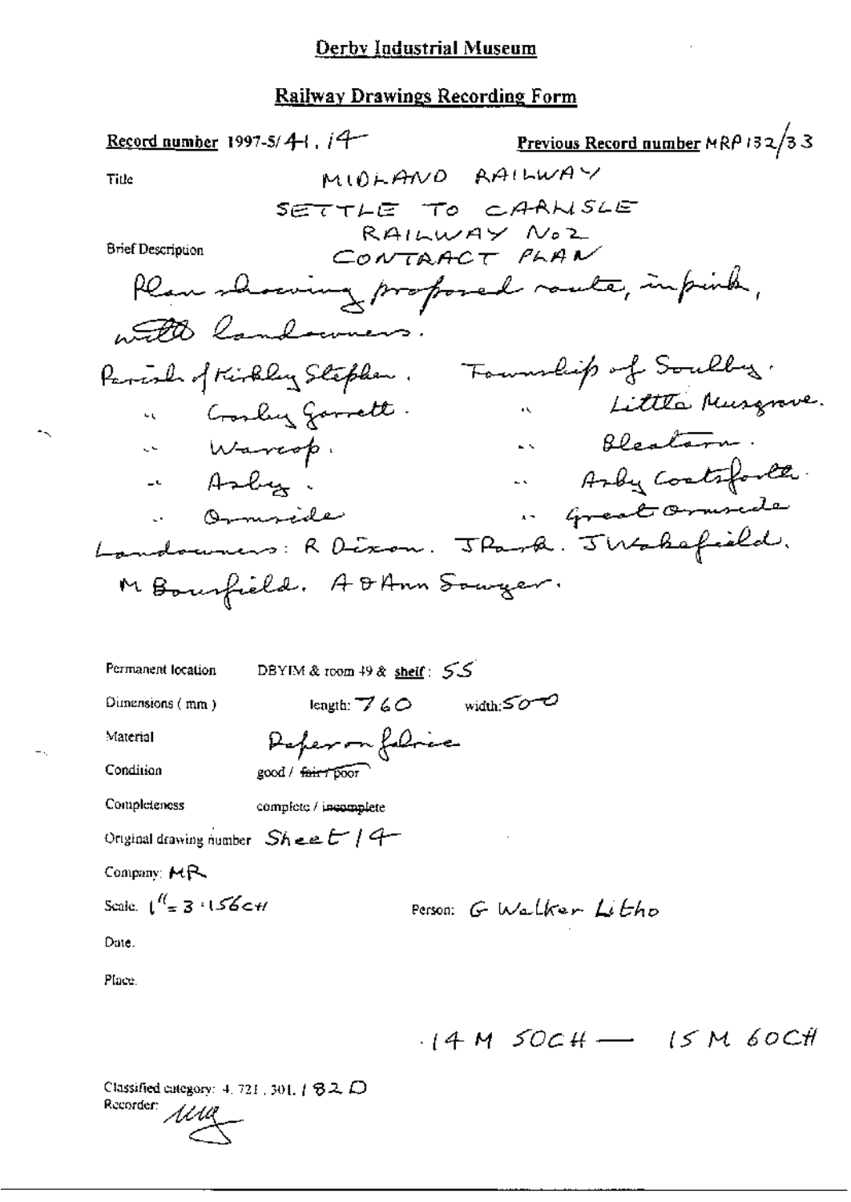# Derby Industrial Museum

## Railway Drawings Recording Form

**Record number** 1997-5/41.14 **Previous Record number** MRP 132/33

**Title** MIDLAND RAILWAY
SETTLE TO CARLISLE
RAILWAY No2
CONTRACT PLAN

**Brief Description**
Plan showing proposed route, in pink, with landowners.

Parish of Kirkby Stephen. Township of Soulby.
" Crosby Garrett. " Little Musgrave.
" Warcop. " Bleatarn.
" Asby. " Asby Coatsforth.
" Ormside " Great Ormside

Landowners: R Dixon. J Park. J Wakefield. M Bousfield. A & Ann Sawyer.

**Permanent location** DBYIM & room 49 & shelf: 55

**Dimensions ( mm )** length: 760 width: 500

**Material** Paper on fabric

**Condition** good / ~~fair / poor~~

**Completeness** complete / ~~incomplete~~

**Original drawing number** Sheet 14

**Company:** MR

**Scale:** 1" = 3.156CH **Person:** G Walker Litho

**Date.**

**Place.**

14 M 50CH — 15 M 60CH

Classified category: 4. 721. 301. 182 D

Recorder: [signature]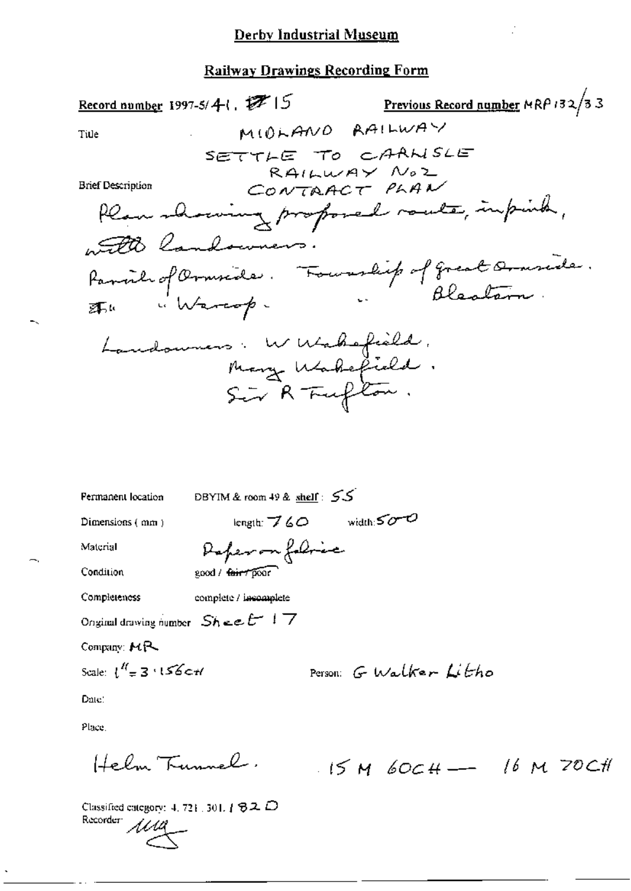## Derby Industrial Museum

### Railway Drawings Recording Form

**Record number** 1997-5/41, ~~17~~ 15 **Previous Record number** MRP 132/33

**Title** MIDLAND RAILWAY
SETTLE TO CARLISLE
RAILWAY No2
CONTRACT PLAN

**Brief Description**
Plan showing proposed route, in pink, with landowners.
Parish of Ormside. Township of Great Ormside.
~~Th~~ " Warcop. " Bleatarn.

Landowners: W Wakefield,
Mary Wakefield.
Sir R Tufton.

**Permanent location** DBYIM & room 49 & shelf: 55

**Dimensions ( mm )** length: 760 width: 500

**Material** Paper on fabric

**Condition** good / ~~fair / poor~~

**Completeness** complete / ~~incomplete~~

**Original drawing number** Sheet 17

**Company:** MR

**Scale:** 1" = 3.156CH **Person:** G Walker Litho

**Date:**

**Place.**

Helm Tunnel. 15 M 60CH — 16 M 70CH

Classified category: 4. 721. 301. 182 D

Recorder: *[signature]*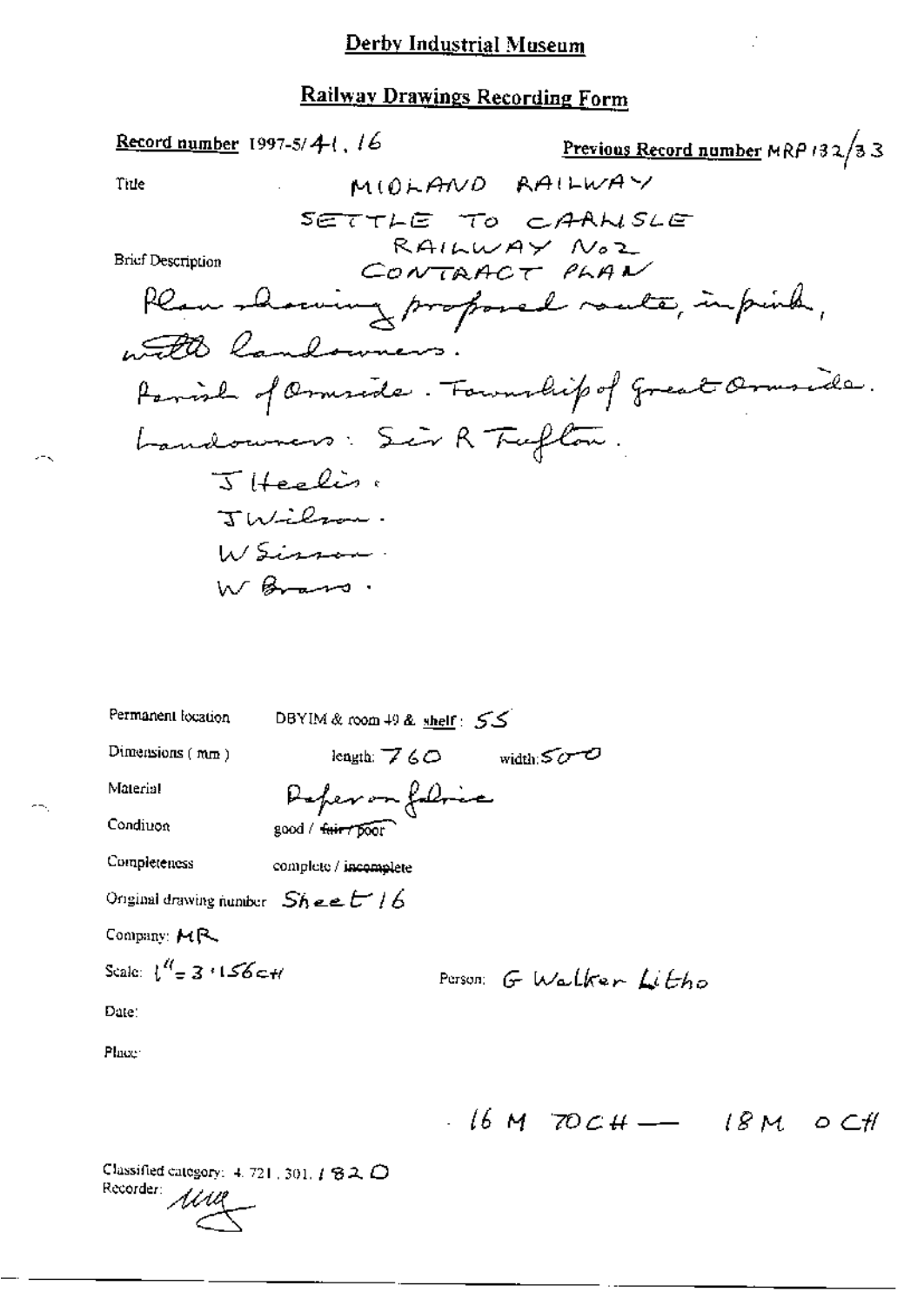# Derby Industrial Museum

## Railway Drawings Recording Form

**Record number** 1997-5/41.16

**Previous Record number** MRP 132/33

Title: MIDLAND RAILWAY

SETTLE TO CARLISLE RAILWAY No 2 CONTRACT PLAN

Brief Description

Plan showing proposed route, in pink, with landowners.

Parish of Ormside. Township of Great Ormside.

Landowners: Sir R Tufton.
J Heelis.
J Wilson.
W Sisson.
W Brass.

Permanent location: DBYIM & room 49 & shelf: 55

Dimensions (mm): length: 760 width: 500

Material: Paper on fabric

Condition: good / ~~fair / poor~~

Completeness: complete / ~~incomplete~~

Original drawing number: Sheet 16

Company: MR

Scale: 1" = 3·156 CH

Person: G Walker Litho

Date:

Place:

16 M 70 CH — 18 M 0 CH

Classified category: 4.721.301.182 O

Recorder: [signature]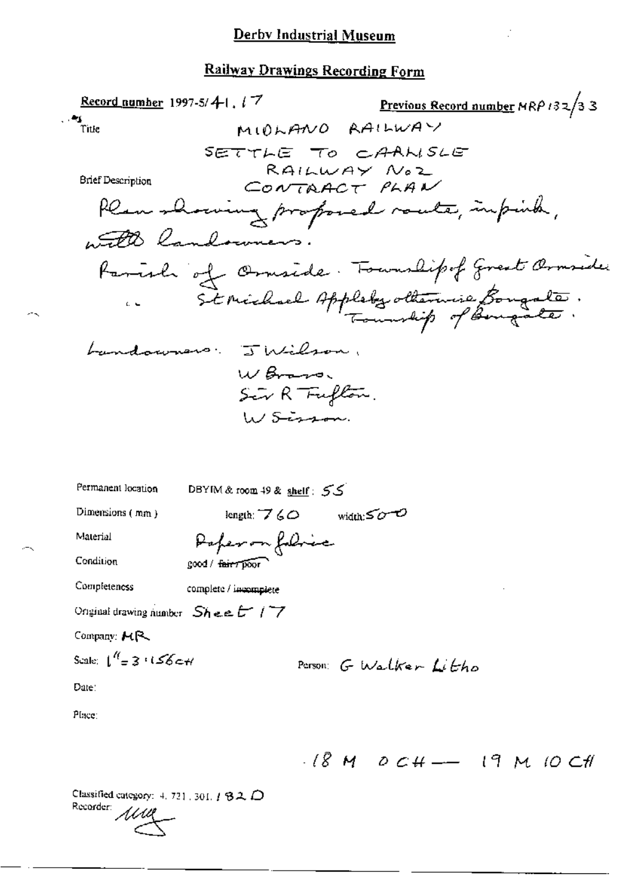## Derby Industrial Museum

### Railway Drawings Recording Form

**Record number** 1997-5/41.17 **Previous Record number** MRP 132/33

Title: MIDLAND RAILWAY

SETTLE TO CARLISLE RAILWAY No2 CONTRACT PLAN

Brief Description: Plan showing proposed route, in pink, with landowners.

Parish of Ormside. Township of Great Ormside.

" St Michael Appleby otherwise Bongate. Township of Bongate.

Landowners: J Wilson, W Braws. Sir R Tufton. W Sisson.

Permanent location: DBYIM & room 49 & shelf: 55

Dimensions (mm): length: 760 width: 500

Material: Paper on fabric

Condition: good / ~~fair / poor~~

Completeness: complete / ~~incomplete~~

Original drawing number: Sheet 17

Company: MR

Scale: 1" = 3.156 CH

Person: G Walker Litho

Date:

Place:

18 M 0 CH — 19 M 10 CH

Classified category: 4.721.301.182 D

Recorder: MW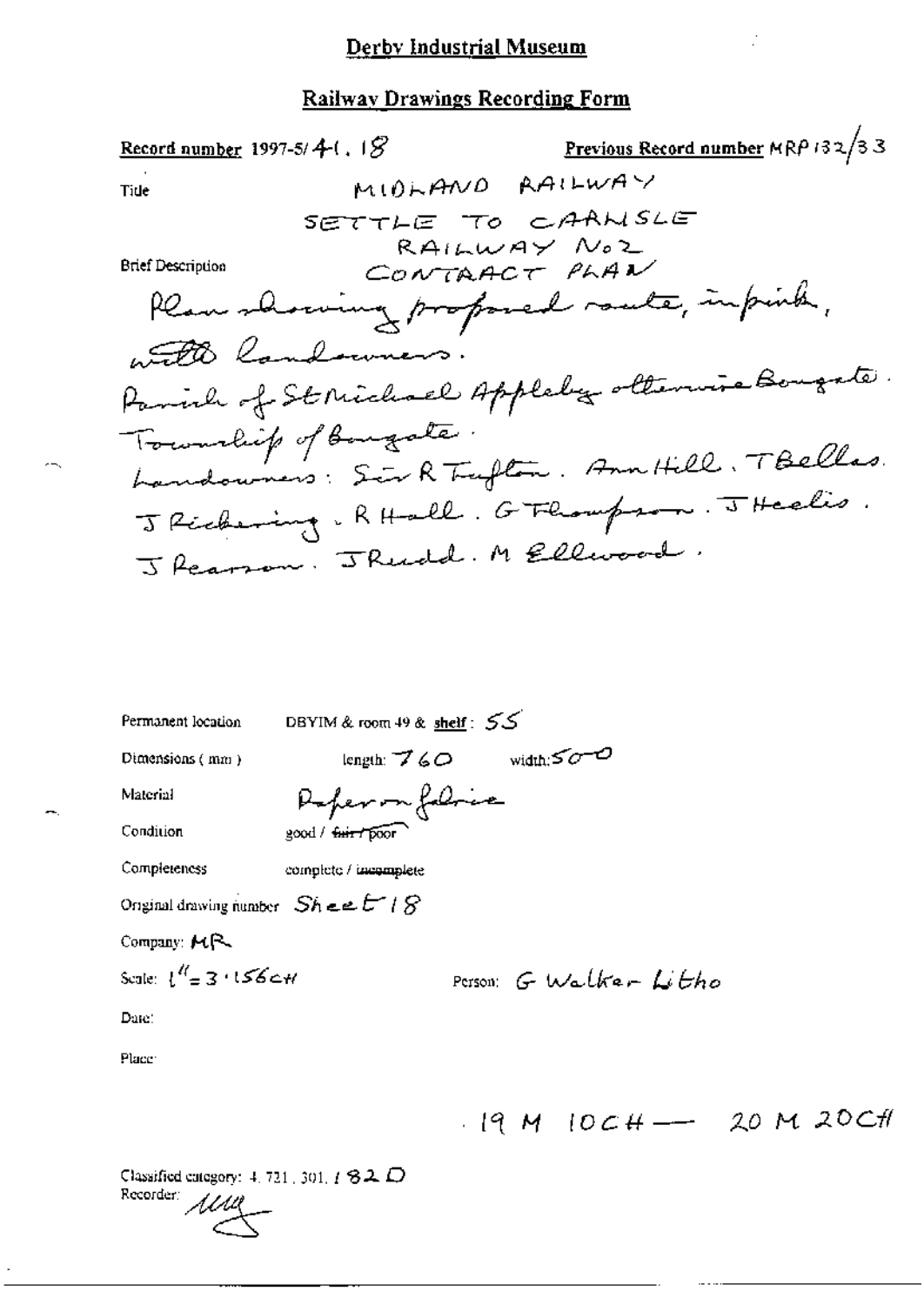# Derby Industrial Museum

## Railway Drawings Recording Form

**Record number** 1997-5/41.18

**Previous Record number** MRP 132/33

**Title**

MIDLAND RAILWAY

SETTLE TO CARLISLE RAILWAY No 2

CONTRACT PLAN

**Brief Description**

Plan showing proposed route, in pink, with landowners.

Parish of St Michael Appleby otherwise Bongate.

Township of Bongate.

Landowners: Sir R Tufton. Ann Hill. T Bellas. J Pickering. R Hall. G Thompson. J Heelis. J Pearson. J Rudd. M Ellwood.

Permanent location: DBYIM & room 49 & **shelf**: 55

Dimensions (mm): length: 760 width: 500

Material: Paper on fabric

Condition: good / ~~fair / poor~~

Completeness: complete / ~~incomplete~~

Original drawing number: Sheet 18

Company: MR

Scale: 1" = 3·156CH

Person: G Walker Litho

Date:

Place:

19 M 10CH — 20 M 20CH

Classified category: 4. 721. 301. 182 D

Recorder: *[signature]*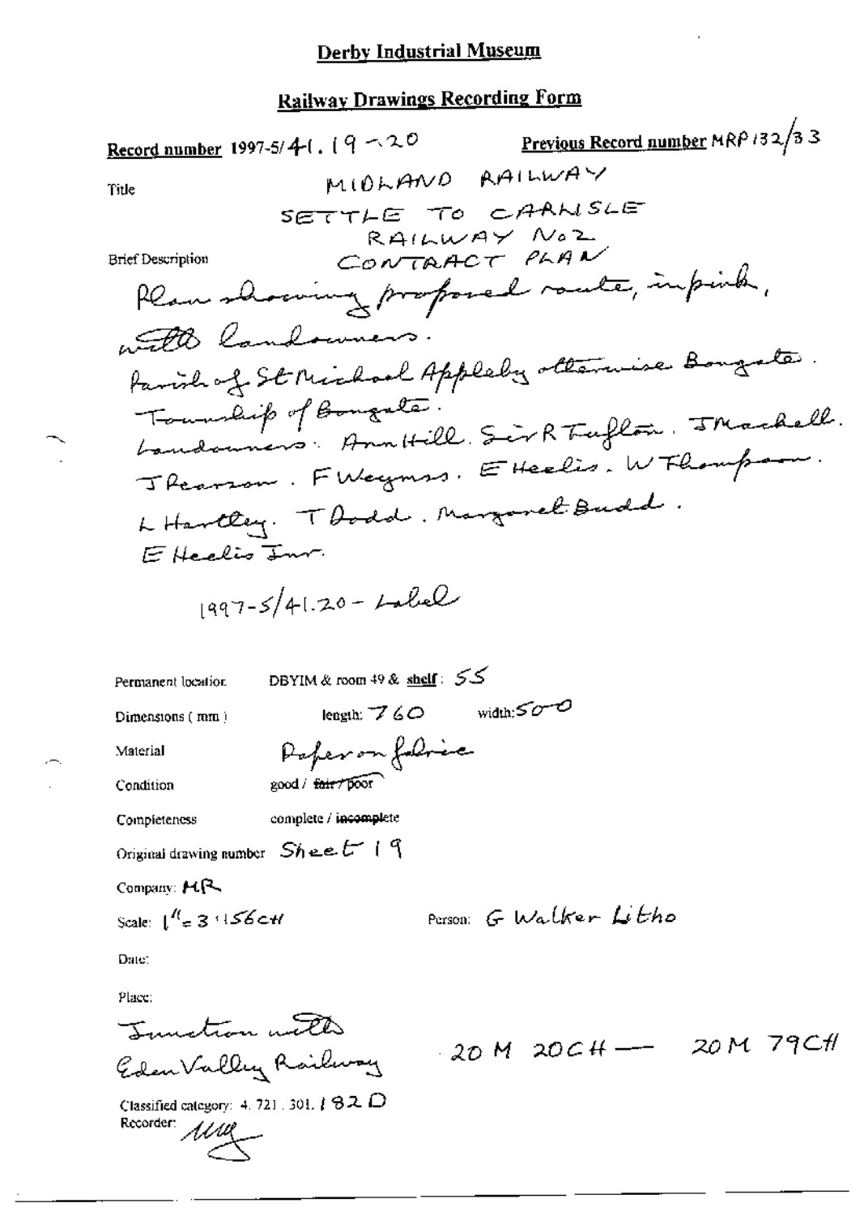## Derby Industrial Museum

### Railway Drawings Recording Form

**Record number** 1997-5/41.19-20 **Previous Record number** MRP132/33

Title

MIDLAND RAILWAY
SETTLE TO CARLISLE
RAILWAY No2
CONTRACT PLAN

Brief Description

Plan showing proposed route, in pink, with landowners.
Parish of St Michael Appleby otherwise Bongate.
Township of Bongate.
Landowners: Ann Hill. Sir R Tufton. J Machell.
J Pearson. F Weymss. E Heelis. W Thompson.
L Hartley. T Dodd. Margaret Budd.
E Heelis Jnr.

1997-5/41.20 - Label

Permanent location: DBYIM & room 49 & **shelf**: 55

Dimensions (mm): length: 760 width: 500

Material: Paper on fabric

Condition: good / ~~fair / poor~~

Completeness: complete / ~~incomplete~~

Original drawing number: Sheet 19

Company: MR

Scale: 1" = 3.156CH

Person: G Walker Litho

Date:

Place:

Junction with Eden Valley Railway

20 M 20CH — 20 M 79CH

Classified category: 4.721.301.182 D

Recorder: